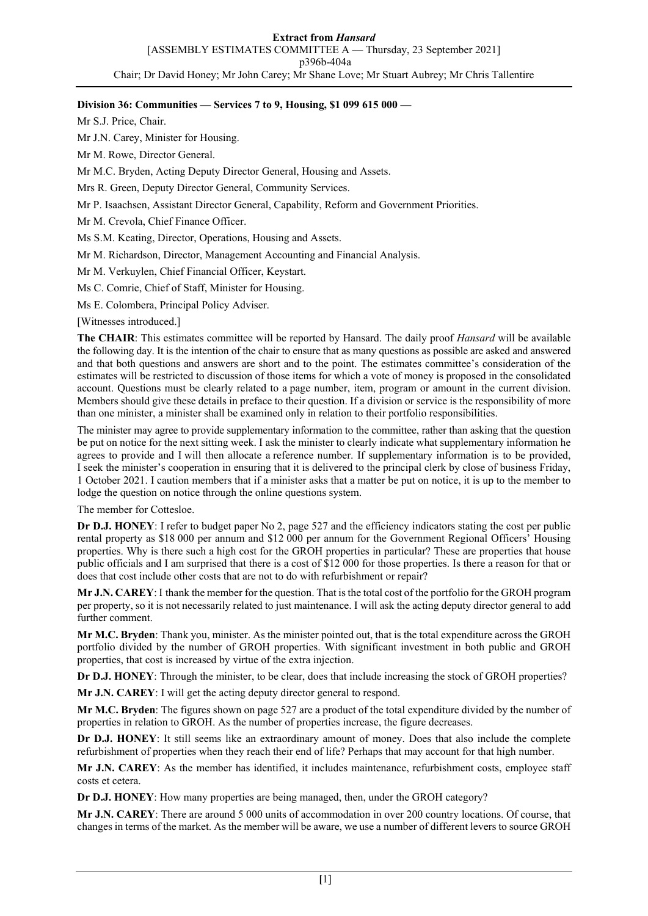**Division 36: Communities — Services 7 to 9, Housing, $1 099 615 000 —**

Mr S.J. Price, Chair.

Mr J.N. Carey, Minister for Housing.

Mr M. Rowe, Director General.

Mr M.C. Bryden, Acting Deputy Director General, Housing and Assets.

Mrs R. Green, Deputy Director General, Community Services.

Mr P. Isaachsen, Assistant Director General, Capability, Reform and Government Priorities.

Mr M. Crevola, Chief Finance Officer.

Ms S.M. Keating, Director, Operations, Housing and Assets.

Mr M. Richardson, Director, Management Accounting and Financial Analysis.

Mr M. Verkuylen, Chief Financial Officer, Keystart.

Ms C. Comrie, Chief of Staff, Minister for Housing.

Ms E. Colombera, Principal Policy Adviser.

[Witnesses introduced.]

**The CHAIR**: This estimates committee will be reported by Hansard. The daily proof *Hansard* will be available the following day. It is the intention of the chair to ensure that as many questions as possible are asked and answered and that both questions and answers are short and to the point. The estimates committee's consideration of the estimates will be restricted to discussion of those items for which a vote of money is proposed in the consolidated account. Questions must be clearly related to a page number, item, program or amount in the current division. Members should give these details in preface to their question. If a division or service is the responsibility of more than one minister, a minister shall be examined only in relation to their portfolio responsibilities.

The minister may agree to provide supplementary information to the committee, rather than asking that the question be put on notice for the next sitting week. I ask the minister to clearly indicate what supplementary information he agrees to provide and I will then allocate a reference number. If supplementary information is to be provided, I seek the minister's cooperation in ensuring that it is delivered to the principal clerk by close of business Friday, 1 October 2021. I caution members that if a minister asks that a matter be put on notice, it is up to the member to lodge the question on notice through the online questions system.

The member for Cottesloe.

**Dr D.J. HONEY**: I refer to budget paper No 2, page 527 and the efficiency indicators stating the cost per public rental property as $18 000 per annum and $12 000 per annum for the Government Regional Officers' Housing properties. Why is there such a high cost for the GROH properties in particular? These are properties that house public officials and I am surprised that there is a cost of $12 000 for those properties. Is there a reason for that or does that cost include other costs that are not to do with refurbishment or repair?

**Mr J.N. CAREY**: I thank the member for the question. That is the total cost of the portfolio for the GROH program per property, so it is not necessarily related to just maintenance. I will ask the acting deputy director general to add further comment.

**Mr M.C. Bryden**: Thank you, minister. As the minister pointed out, that is the total expenditure across the GROH portfolio divided by the number of GROH properties. With significant investment in both public and GROH properties, that cost is increased by virtue of the extra injection.

**Dr D.J. HONEY**: Through the minister, to be clear, does that include increasing the stock of GROH properties?

**Mr J.N. CAREY**: I will get the acting deputy director general to respond.

**Mr M.C. Bryden**: The figures shown on page 527 are a product of the total expenditure divided by the number of properties in relation to GROH. As the number of properties increase, the figure decreases.

**Dr D.J. HONEY**: It still seems like an extraordinary amount of money. Does that also include the complete refurbishment of properties when they reach their end of life? Perhaps that may account for that high number.

**Mr J.N. CAREY**: As the member has identified, it includes maintenance, refurbishment costs, employee staff costs et cetera.

**Dr D.J. HONEY**: How many properties are being managed, then, under the GROH category?

**Mr J.N. CAREY**: There are around 5 000 units of accommodation in over 200 country locations. Of course, that changes in terms of the market. As the member will be aware, we use a number of different levers to source GROH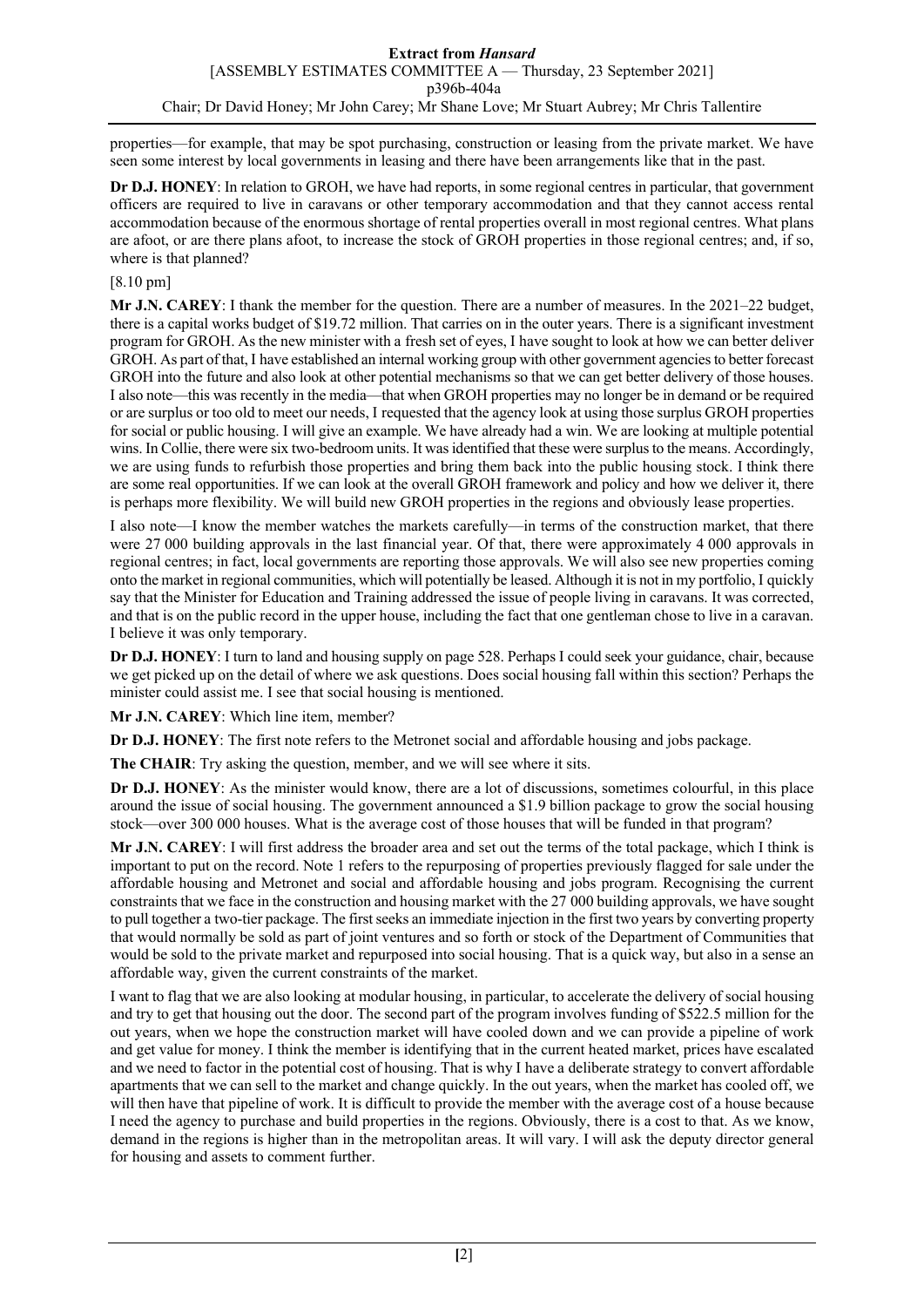properties—for example, that may be spot purchasing, construction or leasing from the private market. We have seen some interest by local governments in leasing and there have been arrangements like that in the past.

**Dr D.J. HONEY**: In relation to GROH, we have had reports, in some regional centres in particular, that government officers are required to live in caravans or other temporary accommodation and that they cannot access rental accommodation because of the enormous shortage of rental properties overall in most regional centres. What plans are afoot, or are there plans afoot, to increase the stock of GROH properties in those regional centres; and, if so, where is that planned?

[8.10 pm]

**Mr J.N. CAREY**: I thank the member for the question. There are a number of measures. In the 2021–22 budget, there is a capital works budget of $19.72 million. That carries on in the outer years. There is a significant investment program for GROH. As the new minister with a fresh set of eyes, I have sought to look at how we can better deliver GROH. As part of that, I have established an internal working group with other government agencies to better forecast GROH into the future and also look at other potential mechanisms so that we can get better delivery of those houses. I also note—this was recently in the media—that when GROH properties may no longer be in demand or be required or are surplus or too old to meet our needs, I requested that the agency look at using those surplus GROH properties for social or public housing. I will give an example. We have already had a win. We are looking at multiple potential wins. In Collie, there were six two-bedroom units. It was identified that these were surplus to the means. Accordingly, we are using funds to refurbish those properties and bring them back into the public housing stock. I think there are some real opportunities. If we can look at the overall GROH framework and policy and how we deliver it, there is perhaps more flexibility. We will build new GROH properties in the regions and obviously lease properties.

I also note—I know the member watches the markets carefully—in terms of the construction market, that there were 27 000 building approvals in the last financial year. Of that, there were approximately 4 000 approvals in regional centres; in fact, local governments are reporting those approvals. We will also see new properties coming onto the market in regional communities, which will potentially be leased. Although it is not in my portfolio, I quickly say that the Minister for Education and Training addressed the issue of people living in caravans. It was corrected, and that is on the public record in the upper house, including the fact that one gentleman chose to live in a caravan. I believe it was only temporary.

**Dr D.J. HONEY**: I turn to land and housing supply on page 528. Perhaps I could seek your guidance, chair, because we get picked up on the detail of where we ask questions. Does social housing fall within this section? Perhaps the minister could assist me. I see that social housing is mentioned.

**Mr J.N. CAREY**: Which line item, member?

**Dr D.J. HONEY**: The first note refers to the Metronet social and affordable housing and jobs package.

**The CHAIR**: Try asking the question, member, and we will see where it sits.

**Dr D.J. HONEY**: As the minister would know, there are a lot of discussions, sometimes colourful, in this place around the issue of social housing. The government announced a $1.9 billion package to grow the social housing stock—over 300 000 houses. What is the average cost of those houses that will be funded in that program?

**Mr J.N. CAREY**: I will first address the broader area and set out the terms of the total package, which I think is important to put on the record. Note 1 refers to the repurposing of properties previously flagged for sale under the affordable housing and Metronet and social and affordable housing and jobs program. Recognising the current constraints that we face in the construction and housing market with the 27 000 building approvals, we have sought to pull together a two-tier package. The first seeks an immediate injection in the first two years by converting property that would normally be sold as part of joint ventures and so forth or stock of the Department of Communities that would be sold to the private market and repurposed into social housing. That is a quick way, but also in a sense an affordable way, given the current constraints of the market.

I want to flag that we are also looking at modular housing, in particular, to accelerate the delivery of social housing and try to get that housing out the door. The second part of the program involves funding of $522.5 million for the out years, when we hope the construction market will have cooled down and we can provide a pipeline of work and get value for money. I think the member is identifying that in the current heated market, prices have escalated and we need to factor in the potential cost of housing. That is why I have a deliberate strategy to convert affordable apartments that we can sell to the market and change quickly. In the out years, when the market has cooled off, we will then have that pipeline of work. It is difficult to provide the member with the average cost of a house because I need the agency to purchase and build properties in the regions. Obviously, there is a cost to that. As we know, demand in the regions is higher than in the metropolitan areas. It will vary. I will ask the deputy director general for housing and assets to comment further.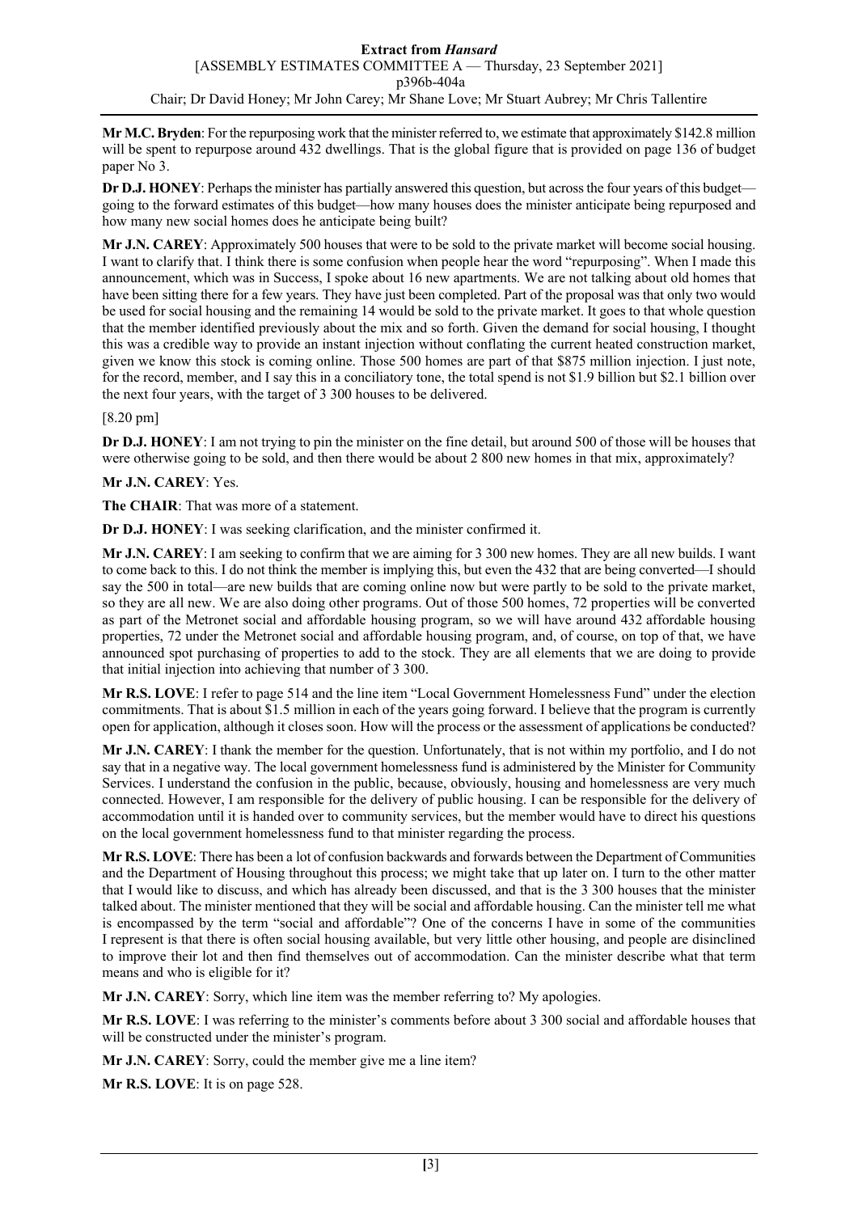**Mr M.C. Bryden**: For the repurposing work that the minister referred to, we estimate that approximately $142.8 million will be spent to repurpose around 432 dwellings. That is the global figure that is provided on page 136 of budget paper No 3.

**Dr D.J. HONEY**: Perhaps the minister has partially answered this question, but across the four years of this budget—going to the forward estimates of this budget—how many houses does the minister anticipate being repurposed and how many new social homes does he anticipate being built?

**Mr J.N. CAREY**: Approximately 500 houses that were to be sold to the private market will become social housing. I want to clarify that. I think there is some confusion when people hear the word "repurposing". When I made this announcement, which was in Success, I spoke about 16 new apartments. We are not talking about old homes that have been sitting there for a few years. They have just been completed. Part of the proposal was that only two would be used for social housing and the remaining 14 would be sold to the private market. It goes to that whole question that the member identified previously about the mix and so forth. Given the demand for social housing, I thought this was a credible way to provide an instant injection without conflating the current heated construction market, given we know this stock is coming online. Those 500 homes are part of that $875 million injection. I just note, for the record, member, and I say this in a conciliatory tone, the total spend is not $1.9 billion but $2.1 billion over the next four years, with the target of 3 300 houses to be delivered.

[8.20 pm]

**Dr D.J. HONEY**: I am not trying to pin the minister on the fine detail, but around 500 of those will be houses that were otherwise going to be sold, and then there would be about 2 800 new homes in that mix, approximately?

**Mr J.N. CAREY**: Yes.

**The CHAIR**: That was more of a statement.

**Dr D.J. HONEY**: I was seeking clarification, and the minister confirmed it.

**Mr J.N. CAREY**: I am seeking to confirm that we are aiming for 3 300 new homes. They are all new builds. I want to come back to this. I do not think the member is implying this, but even the 432 that are being converted—I should say the 500 in total—are new builds that are coming online now but were partly to be sold to the private market, so they are all new. We are also doing other programs. Out of those 500 homes, 72 properties will be converted as part of the Metronet social and affordable housing program, so we will have around 432 affordable housing properties, 72 under the Metronet social and affordable housing program, and, of course, on top of that, we have announced spot purchasing of properties to add to the stock. They are all elements that we are doing to provide that initial injection into achieving that number of 3 300.

**Mr R.S. LOVE**: I refer to page 514 and the line item "Local Government Homelessness Fund" under the election commitments. That is about $1.5 million in each of the years going forward. I believe that the program is currently open for application, although it closes soon. How will the process or the assessment of applications be conducted?

**Mr J.N. CAREY**: I thank the member for the question. Unfortunately, that is not within my portfolio, and I do not say that in a negative way. The local government homelessness fund is administered by the Minister for Community Services. I understand the confusion in the public, because, obviously, housing and homelessness are very much connected. However, I am responsible for the delivery of public housing. I can be responsible for the delivery of accommodation until it is handed over to community services, but the member would have to direct his questions on the local government homelessness fund to that minister regarding the process.

**Mr R.S. LOVE**: There has been a lot of confusion backwards and forwards between the Department of Communities and the Department of Housing throughout this process; we might take that up later on. I turn to the other matter that I would like to discuss, and which has already been discussed, and that is the 3 300 houses that the minister talked about. The minister mentioned that they will be social and affordable housing. Can the minister tell me what is encompassed by the term "social and affordable"? One of the concerns I have in some of the communities I represent is that there is often social housing available, but very little other housing, and people are disinclined to improve their lot and then find themselves out of accommodation. Can the minister describe what that term means and who is eligible for it?

**Mr J.N. CAREY**: Sorry, which line item was the member referring to? My apologies.

**Mr R.S. LOVE**: I was referring to the minister's comments before about 3 300 social and affordable houses that will be constructed under the minister's program.

**Mr J.N. CAREY**: Sorry, could the member give me a line item?

**Mr R.S. LOVE**: It is on page 528.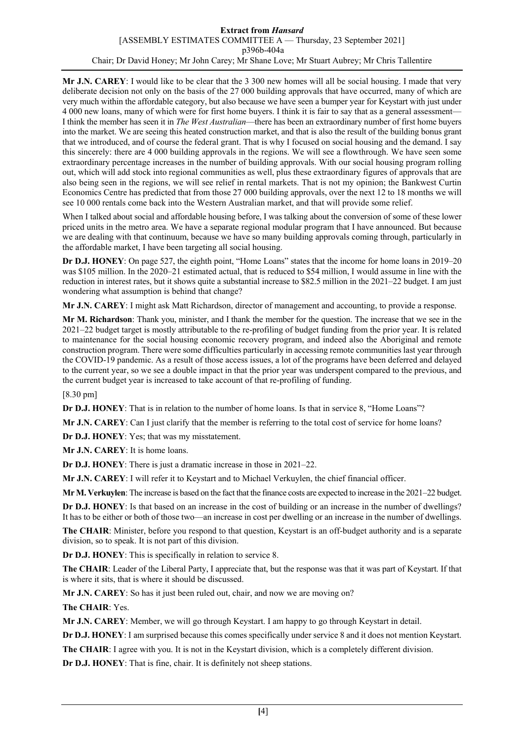**Mr J.N. CAREY**: I would like to be clear that the 3 300 new homes will all be social housing. I made that very deliberate decision not only on the basis of the 27 000 building approvals that have occurred, many of which are very much within the affordable category, but also because we have seen a bumper year for Keystart with just under 4 000 new loans, many of which were for first home buyers. I think it is fair to say that as a general assessment—I think the member has seen it in *The West Australian*—there has been an extraordinary number of first home buyers into the market. We are seeing this heated construction market, and that is also the result of the building bonus grant that we introduced, and of course the federal grant. That is why I focused on social housing and the demand. I say this sincerely: there are 4 000 building approvals in the regions. We will see a flowthrough. We have seen some extraordinary percentage increases in the number of building approvals. With our social housing program rolling out, which will add stock into regional communities as well, plus these extraordinary figures of approvals that are also being seen in the regions, we will see relief in rental markets. That is not my opinion; the Bankwest Curtin Economics Centre has predicted that from those 27 000 building approvals, over the next 12 to 18 months we will see 10 000 rentals come back into the Western Australian market, and that will provide some relief.

When I talked about social and affordable housing before, I was talking about the conversion of some of these lower priced units in the metro area. We have a separate regional modular program that I have announced. But because we are dealing with that continuum, because we have so many building approvals coming through, particularly in the affordable market, I have been targeting all social housing.

**Dr D.J. HONEY**: On page 527, the eighth point, "Home Loans" states that the income for home loans in 2019–20 was $105 million. In the 2020–21 estimated actual, that is reduced to $54 million, I would assume in line with the reduction in interest rates, but it shows quite a substantial increase to $82.5 million in the 2021–22 budget. I am just wondering what assumption is behind that change?

**Mr J.N. CAREY**: I might ask Matt Richardson, director of management and accounting, to provide a response.

**Mr M. Richardson**: Thank you, minister, and I thank the member for the question. The increase that we see in the 2021–22 budget target is mostly attributable to the re-profiling of budget funding from the prior year. It is related to maintenance for the social housing economic recovery program, and indeed also the Aboriginal and remote construction program. There were some difficulties particularly in accessing remote communities last year through the COVID-19 pandemic. As a result of those access issues, a lot of the programs have been deferred and delayed to the current year, so we see a double impact in that the prior year was underspent compared to the previous, and the current budget year is increased to take account of that re-profiling of funding.

[8.30 pm]

**Dr D.J. HONEY**: That is in relation to the number of home loans. Is that in service 8, "Home Loans"?

**Mr J.N. CAREY**: Can I just clarify that the member is referring to the total cost of service for home loans?

**Dr D.J. HONEY**: Yes; that was my misstatement.

**Mr J.N. CAREY**: It is home loans.

**Dr D.J. HONEY**: There is just a dramatic increase in those in 2021–22.

**Mr J.N. CAREY**: I will refer it to Keystart and to Michael Verkuylen, the chief financial officer.

**Mr M. Verkuylen**: The increase is based on the fact that the finance costs are expected to increase in the 2021–22 budget.

**Dr D.J. HONEY**: Is that based on an increase in the cost of building or an increase in the number of dwellings? It has to be either or both of those two—an increase in cost per dwelling or an increase in the number of dwellings.

**The CHAIR**: Minister, before you respond to that question, Keystart is an off-budget authority and is a separate division, so to speak. It is not part of this division.

**Dr D.J. HONEY**: This is specifically in relation to service 8.

**The CHAIR**: Leader of the Liberal Party, I appreciate that, but the response was that it was part of Keystart. If that is where it sits, that is where it should be discussed.

**Mr J.N. CAREY**: So has it just been ruled out, chair, and now we are moving on?

**The CHAIR**: Yes.

**Mr J.N. CAREY**: Member, we will go through Keystart. I am happy to go through Keystart in detail.

**Dr D.J. HONEY**: I am surprised because this comes specifically under service 8 and it does not mention Keystart.

**The CHAIR**: I agree with you. It is not in the Keystart division, which is a completely different division.

**Dr D.J. HONEY**: That is fine, chair. It is definitely not sheep stations.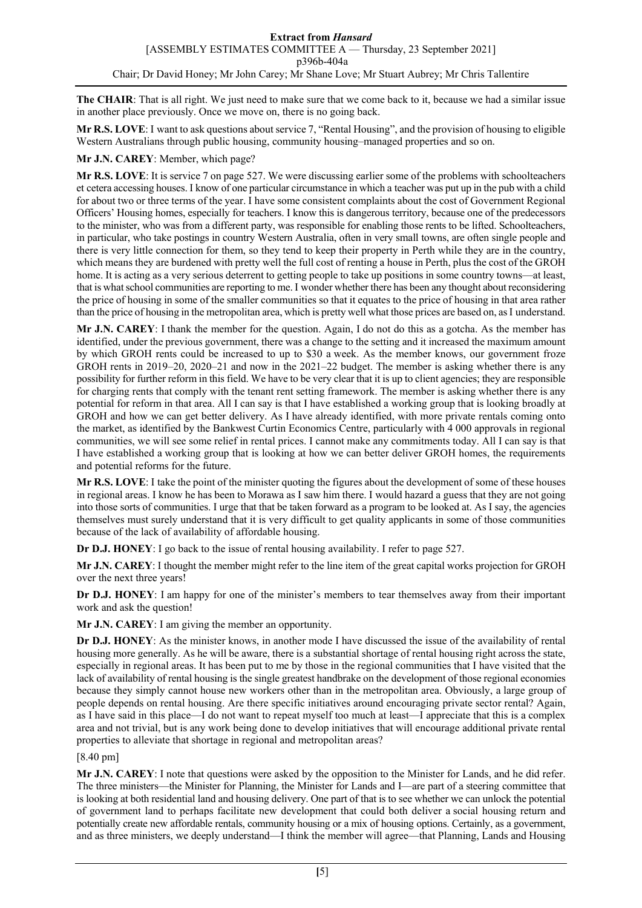**The CHAIR**: That is all right. We just need to make sure that we come back to it, because we had a similar issue in another place previously. Once we move on, there is no going back.

**Mr R.S. LOVE**: I want to ask questions about service 7, "Rental Housing", and the provision of housing to eligible Western Australians through public housing, community housing–managed properties and so on.

**Mr J.N. CAREY**: Member, which page?

**Mr R.S. LOVE**: It is service 7 on page 527. We were discussing earlier some of the problems with schoolteachers et cetera accessing houses. I know of one particular circumstance in which a teacher was put up in the pub with a child for about two or three terms of the year. I have some consistent complaints about the cost of Government Regional Officers' Housing homes, especially for teachers. I know this is dangerous territory, because one of the predecessors to the minister, who was from a different party, was responsible for enabling those rents to be lifted. Schoolteachers, in particular, who take postings in country Western Australia, often in very small towns, are often single people and there is very little connection for them, so they tend to keep their property in Perth while they are in the country, which means they are burdened with pretty well the full cost of renting a house in Perth, plus the cost of the GROH home. It is acting as a very serious deterrent to getting people to take up positions in some country towns—at least, that is what school communities are reporting to me. I wonder whether there has been any thought about reconsidering the price of housing in some of the smaller communities so that it equates to the price of housing in that area rather than the price of housing in the metropolitan area, which is pretty well what those prices are based on, as I understand.

**Mr J.N. CAREY**: I thank the member for the question. Again, I do not do this as a gotcha. As the member has identified, under the previous government, there was a change to the setting and it increased the maximum amount by which GROH rents could be increased to up to $30 a week. As the member knows, our government froze GROH rents in 2019–20, 2020–21 and now in the 2021–22 budget. The member is asking whether there is any possibility for further reform in this field. We have to be very clear that it is up to client agencies; they are responsible for charging rents that comply with the tenant rent setting framework. The member is asking whether there is any potential for reform in that area. All I can say is that I have established a working group that is looking broadly at GROH and how we can get better delivery. As I have already identified, with more private rentals coming onto the market, as identified by the Bankwest Curtin Economics Centre, particularly with 4 000 approvals in regional communities, we will see some relief in rental prices. I cannot make any commitments today. All I can say is that I have established a working group that is looking at how we can better deliver GROH homes, the requirements and potential reforms for the future.

**Mr R.S. LOVE**: I take the point of the minister quoting the figures about the development of some of these houses in regional areas. I know he has been to Morawa as I saw him there. I would hazard a guess that they are not going into those sorts of communities. I urge that that be taken forward as a program to be looked at. As I say, the agencies themselves must surely understand that it is very difficult to get quality applicants in some of those communities because of the lack of availability of affordable housing.

**Dr D.J. HONEY**: I go back to the issue of rental housing availability. I refer to page 527.

**Mr J.N. CAREY**: I thought the member might refer to the line item of the great capital works projection for GROH over the next three years!

**Dr D.J. HONEY**: I am happy for one of the minister's members to tear themselves away from their important work and ask the question!

**Mr J.N. CAREY**: I am giving the member an opportunity.

**Dr D.J. HONEY**: As the minister knows, in another mode I have discussed the issue of the availability of rental housing more generally. As he will be aware, there is a substantial shortage of rental housing right across the state, especially in regional areas. It has been put to me by those in the regional communities that I have visited that the lack of availability of rental housing is the single greatest handbrake on the development of those regional economies because they simply cannot house new workers other than in the metropolitan area. Obviously, a large group of people depends on rental housing. Are there specific initiatives around encouraging private sector rental? Again, as I have said in this place—I do not want to repeat myself too much at least—I appreciate that this is a complex area and not trivial, but is any work being done to develop initiatives that will encourage additional private rental properties to alleviate that shortage in regional and metropolitan areas?

[8.40 pm]

**Mr J.N. CAREY**: I note that questions were asked by the opposition to the Minister for Lands, and he did refer. The three ministers—the Minister for Planning, the Minister for Lands and I—are part of a steering committee that is looking at both residential land and housing delivery. One part of that is to see whether we can unlock the potential of government land to perhaps facilitate new development that could both deliver a social housing return and potentially create new affordable rentals, community housing or a mix of housing options. Certainly, as a government, and as three ministers, we deeply understand—I think the member will agree—that Planning, Lands and Housing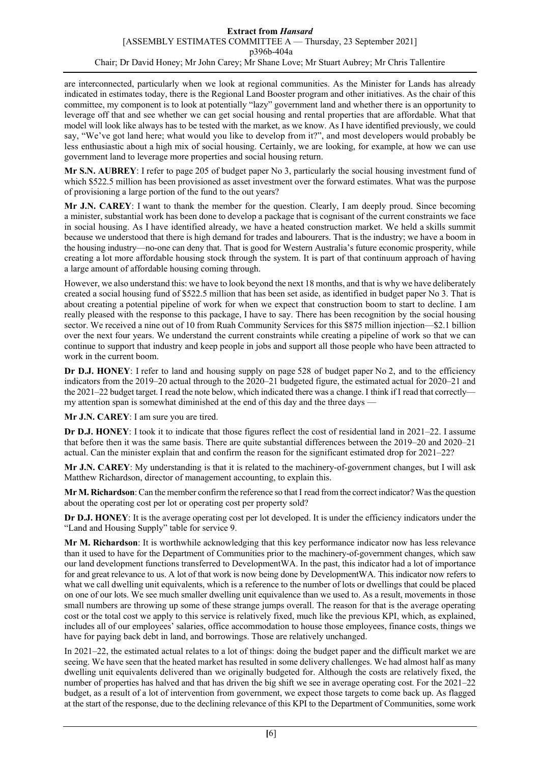are interconnected, particularly when we look at regional communities. As the Minister for Lands has already indicated in estimates today, there is the Regional Land Booster program and other initiatives. As the chair of this committee, my component is to look at potentially "lazy" government land and whether there is an opportunity to leverage off that and see whether we can get social housing and rental properties that are affordable. What that model will look like always has to be tested with the market, as we know. As I have identified previously, we could say, "We've got land here; what would you like to develop from it?", and most developers would probably be less enthusiastic about a high mix of social housing. Certainly, we are looking, for example, at how we can use government land to leverage more properties and social housing return.

**Mr S.N. AUBREY**: I refer to page 205 of budget paper No 3, particularly the social housing investment fund of which $522.5 million has been provisioned as asset investment over the forward estimates. What was the purpose of provisioning a large portion of the fund to the out years?

**Mr J.N. CAREY**: I want to thank the member for the question. Clearly, I am deeply proud. Since becoming a minister, substantial work has been done to develop a package that is cognisant of the current constraints we face in social housing. As I have identified already, we have a heated construction market. We held a skills summit because we understood that there is high demand for trades and labourers. That is the industry; we have a boom in the housing industry—no-one can deny that. That is good for Western Australia's future economic prosperity, while creating a lot more affordable housing stock through the system. It is part of that continuum approach of having a large amount of affordable housing coming through.

However, we also understand this: we have to look beyond the next 18 months, and that is why we have deliberately created a social housing fund of $522.5 million that has been set aside, as identified in budget paper No 3. That is about creating a potential pipeline of work for when we expect that construction boom to start to decline. I am really pleased with the response to this package, I have to say. There has been recognition by the social housing sector. We received a nine out of 10 from Ruah Community Services for this $875 million injection—$2.1 billion over the next four years. We understand the current constraints while creating a pipeline of work so that we can continue to support that industry and keep people in jobs and support all those people who have been attracted to work in the current boom.

**Dr D.J. HONEY**: I refer to land and housing supply on page 528 of budget paper No 2, and to the efficiency indicators from the 2019–20 actual through to the 2020–21 budgeted figure, the estimated actual for 2020–21 and the 2021–22 budget target. I read the note below, which indicated there was a change. I think if I read that correctly—my attention span is somewhat diminished at the end of this day and the three days —

**Mr J.N. CAREY**: I am sure you are tired.

**Dr D.J. HONEY**: I took it to indicate that those figures reflect the cost of residential land in 2021–22. I assume that before then it was the same basis. There are quite substantial differences between the 2019–20 and 2020–21 actual. Can the minister explain that and confirm the reason for the significant estimated drop for 2021–22?

**Mr J.N. CAREY**: My understanding is that it is related to the machinery-of-government changes, but I will ask Matthew Richardson, director of management accounting, to explain this.

**Mr M. Richardson**: Can the member confirm the reference so that I read from the correct indicator? Was the question about the operating cost per lot or operating cost per property sold?

**Dr D.J. HONEY**: It is the average operating cost per lot developed. It is under the efficiency indicators under the "Land and Housing Supply" table for service 9.

**Mr M. Richardson**: It is worthwhile acknowledging that this key performance indicator now has less relevance than it used to have for the Department of Communities prior to the machinery-of-government changes, which saw our land development functions transferred to DevelopmentWA. In the past, this indicator had a lot of importance for and great relevance to us. A lot of that work is now being done by DevelopmentWA. This indicator now refers to what we call dwelling unit equivalents, which is a reference to the number of lots or dwellings that could be placed on one of our lots. We see much smaller dwelling unit equivalence than we used to. As a result, movements in those small numbers are throwing up some of these strange jumps overall. The reason for that is the average operating cost or the total cost we apply to this service is relatively fixed, much like the previous KPI, which, as explained, includes all of our employees' salaries, office accommodation to house those employees, finance costs, things we have for paying back debt in land, and borrowings. Those are relatively unchanged.

In 2021–22, the estimated actual relates to a lot of things: doing the budget paper and the difficult market we are seeing. We have seen that the heated market has resulted in some delivery challenges. We had almost half as many dwelling unit equivalents delivered than we originally budgeted for. Although the costs are relatively fixed, the number of properties has halved and that has driven the big shift we see in average operating cost. For the 2021–22 budget, as a result of a lot of intervention from government, we expect those targets to come back up. As flagged at the start of the response, due to the declining relevance of this KPI to the Department of Communities, some work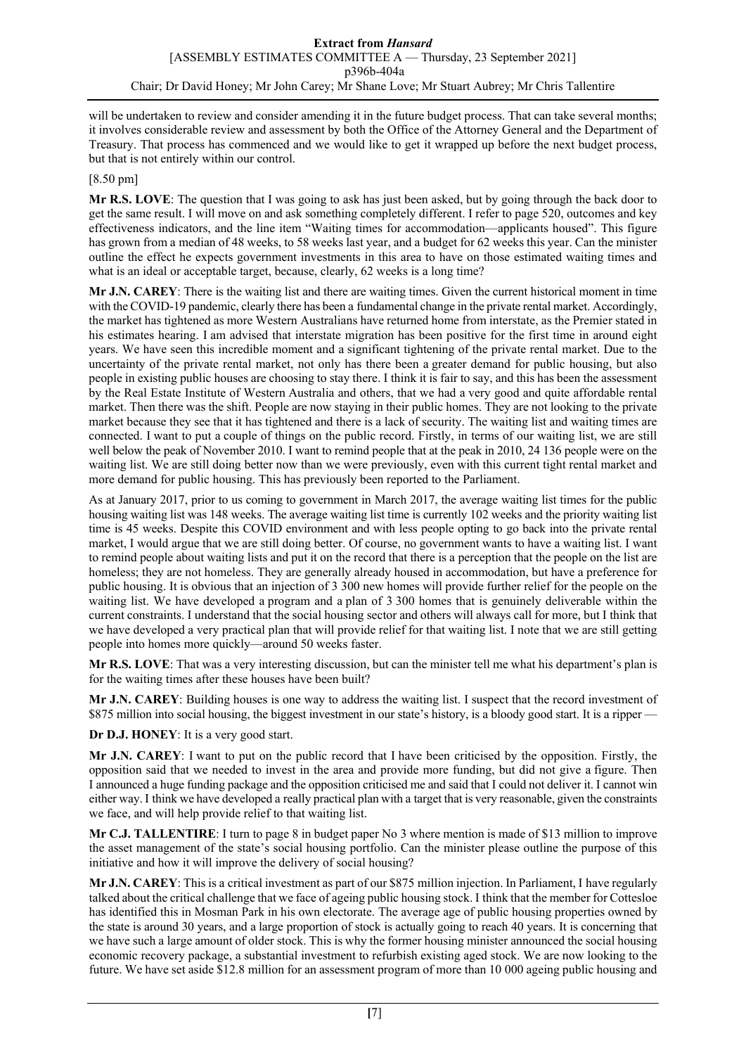will be undertaken to review and consider amending it in the future budget process. That can take several months; it involves considerable review and assessment by both the Office of the Attorney General and the Department of Treasury. That process has commenced and we would like to get it wrapped up before the next budget process, but that is not entirely within our control.

[8.50 pm]

**Mr R.S. LOVE**: The question that I was going to ask has just been asked, but by going through the back door to get the same result. I will move on and ask something completely different. I refer to page 520, outcomes and key effectiveness indicators, and the line item "Waiting times for accommodation—applicants housed". This figure has grown from a median of 48 weeks, to 58 weeks last year, and a budget for 62 weeks this year. Can the minister outline the effect he expects government investments in this area to have on those estimated waiting times and what is an ideal or acceptable target, because, clearly, 62 weeks is a long time?

**Mr J.N. CAREY**: There is the waiting list and there are waiting times. Given the current historical moment in time with the COVID-19 pandemic, clearly there has been a fundamental change in the private rental market. Accordingly, the market has tightened as more Western Australians have returned home from interstate, as the Premier stated in his estimates hearing. I am advised that interstate migration has been positive for the first time in around eight years. We have seen this incredible moment and a significant tightening of the private rental market. Due to the uncertainty of the private rental market, not only has there been a greater demand for public housing, but also people in existing public houses are choosing to stay there. I think it is fair to say, and this has been the assessment by the Real Estate Institute of Western Australia and others, that we had a very good and quite affordable rental market. Then there was the shift. People are now staying in their public homes. They are not looking to the private market because they see that it has tightened and there is a lack of security. The waiting list and waiting times are connected. I want to put a couple of things on the public record. Firstly, in terms of our waiting list, we are still well below the peak of November 2010. I want to remind people that at the peak in 2010, 24 136 people were on the waiting list. We are still doing better now than we were previously, even with this current tight rental market and more demand for public housing. This has previously been reported to the Parliament.

As at January 2017, prior to us coming to government in March 2017, the average waiting list times for the public housing waiting list was 148 weeks. The average waiting list time is currently 102 weeks and the priority waiting list time is 45 weeks. Despite this COVID environment and with less people opting to go back into the private rental market, I would argue that we are still doing better. Of course, no government wants to have a waiting list. I want to remind people about waiting lists and put it on the record that there is a perception that the people on the list are homeless; they are not homeless. They are generally already housed in accommodation, but have a preference for public housing. It is obvious that an injection of 3 300 new homes will provide further relief for the people on the waiting list. We have developed a program and a plan of 3 300 homes that is genuinely deliverable within the current constraints. I understand that the social housing sector and others will always call for more, but I think that we have developed a very practical plan that will provide relief for that waiting list. I note that we are still getting people into homes more quickly—around 50 weeks faster.

**Mr R.S. LOVE**: That was a very interesting discussion, but can the minister tell me what his department's plan is for the waiting times after these houses have been built?

**Mr J.N. CAREY**: Building houses is one way to address the waiting list. I suspect that the record investment of $875 million into social housing, the biggest investment in our state's history, is a bloody good start. It is a ripper —

**Dr D.J. HONEY**: It is a very good start.

**Mr J.N. CAREY**: I want to put on the public record that I have been criticised by the opposition. Firstly, the opposition said that we needed to invest in the area and provide more funding, but did not give a figure. Then I announced a huge funding package and the opposition criticised me and said that I could not deliver it. I cannot win either way. I think we have developed a really practical plan with a target that is very reasonable, given the constraints we face, and will help provide relief to that waiting list.

**Mr C.J. TALLENTIRE**: I turn to page 8 in budget paper No 3 where mention is made of $13 million to improve the asset management of the state's social housing portfolio. Can the minister please outline the purpose of this initiative and how it will improve the delivery of social housing?

**Mr J.N. CAREY**: This is a critical investment as part of our $875 million injection. In Parliament, I have regularly talked about the critical challenge that we face of ageing public housing stock. I think that the member for Cottesloe has identified this in Mosman Park in his own electorate. The average age of public housing properties owned by the state is around 30 years, and a large proportion of stock is actually going to reach 40 years. It is concerning that we have such a large amount of older stock. This is why the former housing minister announced the social housing economic recovery package, a substantial investment to refurbish existing aged stock. We are now looking to the future. We have set aside $12.8 million for an assessment program of more than 10 000 ageing public housing and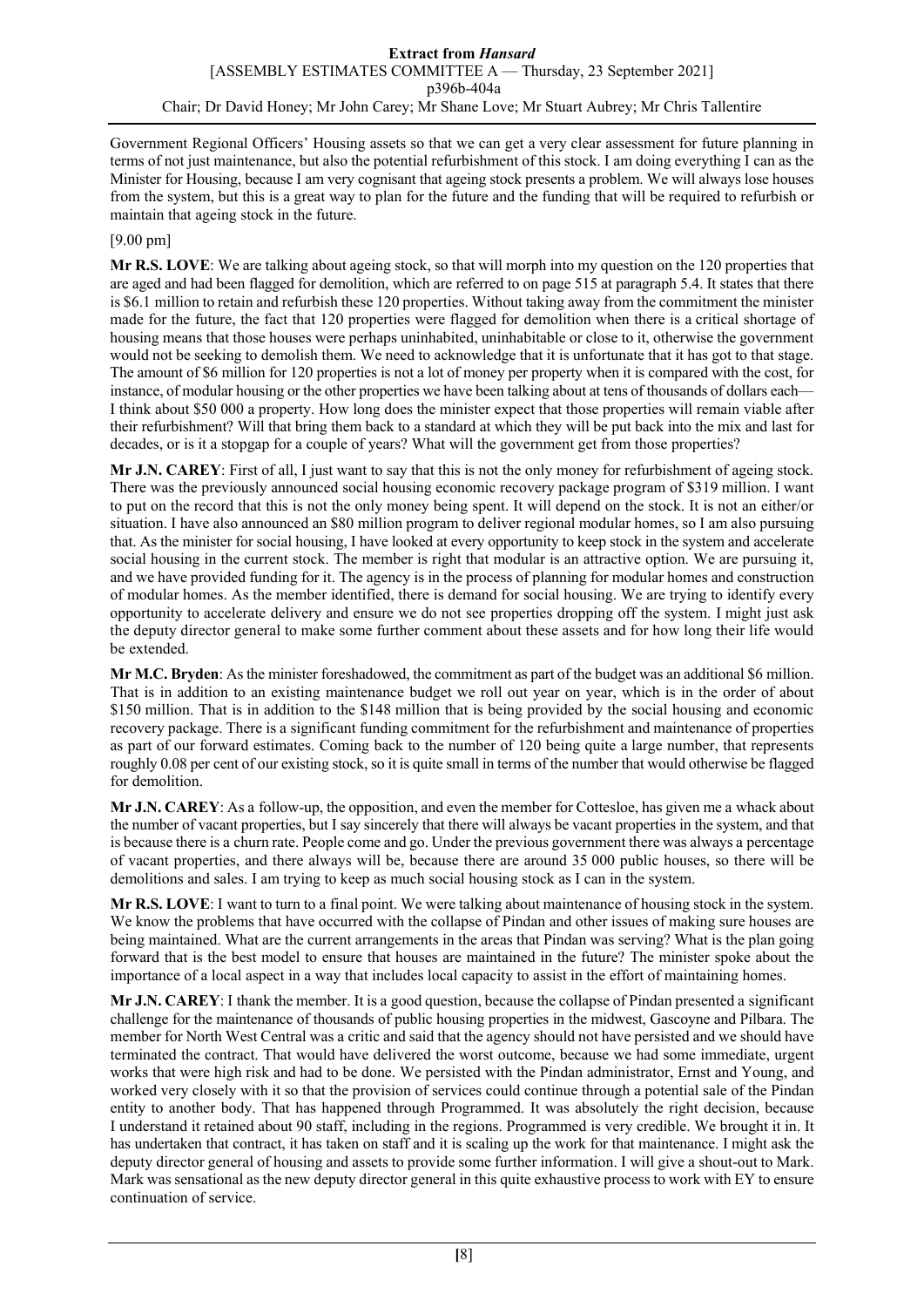Government Regional Officers' Housing assets so that we can get a very clear assessment for future planning in terms of not just maintenance, but also the potential refurbishment of this stock. I am doing everything I can as the Minister for Housing, because I am very cognisant that ageing stock presents a problem. We will always lose houses from the system, but this is a great way to plan for the future and the funding that will be required to refurbish or maintain that ageing stock in the future.

[9.00 pm]

**Mr R.S. LOVE**: We are talking about ageing stock, so that will morph into my question on the 120 properties that are aged and had been flagged for demolition, which are referred to on page 515 at paragraph 5.4. It states that there is $6.1 million to retain and refurbish these 120 properties. Without taking away from the commitment the minister made for the future, the fact that 120 properties were flagged for demolition when there is a critical shortage of housing means that those houses were perhaps uninhabited, uninhabitable or close to it, otherwise the government would not be seeking to demolish them. We need to acknowledge that it is unfortunate that it has got to that stage. The amount of $6 million for 120 properties is not a lot of money per property when it is compared with the cost, for instance, of modular housing or the other properties we have been talking about at tens of thousands of dollars each—I think about $50 000 a property. How long does the minister expect that those properties will remain viable after their refurbishment? Will that bring them back to a standard at which they will be put back into the mix and last for decades, or is it a stopgap for a couple of years? What will the government get from those properties?

**Mr J.N. CAREY**: First of all, I just want to say that this is not the only money for refurbishment of ageing stock. There was the previously announced social housing economic recovery package program of $319 million. I want to put on the record that this is not the only money being spent. It will depend on the stock. It is not an either/or situation. I have also announced an $80 million program to deliver regional modular homes, so I am also pursuing that. As the minister for social housing, I have looked at every opportunity to keep stock in the system and accelerate social housing in the current stock. The member is right that modular is an attractive option. We are pursuing it, and we have provided funding for it. The agency is in the process of planning for modular homes and construction of modular homes. As the member identified, there is demand for social housing. We are trying to identify every opportunity to accelerate delivery and ensure we do not see properties dropping off the system. I might just ask the deputy director general to make some further comment about these assets and for how long their life would be extended.

**Mr M.C. Bryden**: As the minister foreshadowed, the commitment as part of the budget was an additional $6 million. That is in addition to an existing maintenance budget we roll out year on year, which is in the order of about $150 million. That is in addition to the $148 million that is being provided by the social housing and economic recovery package. There is a significant funding commitment for the refurbishment and maintenance of properties as part of our forward estimates. Coming back to the number of 120 being quite a large number, that represents roughly 0.08 per cent of our existing stock, so it is quite small in terms of the number that would otherwise be flagged for demolition.

**Mr J.N. CAREY**: As a follow-up, the opposition, and even the member for Cottesloe, has given me a whack about the number of vacant properties, but I say sincerely that there will always be vacant properties in the system, and that is because there is a churn rate. People come and go. Under the previous government there was always a percentage of vacant properties, and there always will be, because there are around 35 000 public houses, so there will be demolitions and sales. I am trying to keep as much social housing stock as I can in the system.

**Mr R.S. LOVE**: I want to turn to a final point. We were talking about maintenance of housing stock in the system. We know the problems that have occurred with the collapse of Pindan and other issues of making sure houses are being maintained. What are the current arrangements in the areas that Pindan was serving? What is the plan going forward that is the best model to ensure that houses are maintained in the future? The minister spoke about the importance of a local aspect in a way that includes local capacity to assist in the effort of maintaining homes.

**Mr J.N. CAREY**: I thank the member. It is a good question, because the collapse of Pindan presented a significant challenge for the maintenance of thousands of public housing properties in the midwest, Gascoyne and Pilbara. The member for North West Central was a critic and said that the agency should not have persisted and we should have terminated the contract. That would have delivered the worst outcome, because we had some immediate, urgent works that were high risk and had to be done. We persisted with the Pindan administrator, Ernst and Young, and worked very closely with it so that the provision of services could continue through a potential sale of the Pindan entity to another body. That has happened through Programmed. It was absolutely the right decision, because I understand it retained about 90 staff, including in the regions. Programmed is very credible. We brought it in. It has undertaken that contract, it has taken on staff and it is scaling up the work for that maintenance. I might ask the deputy director general of housing and assets to provide some further information. I will give a shout-out to Mark. Mark was sensational as the new deputy director general in this quite exhaustive process to work with EY to ensure continuation of service.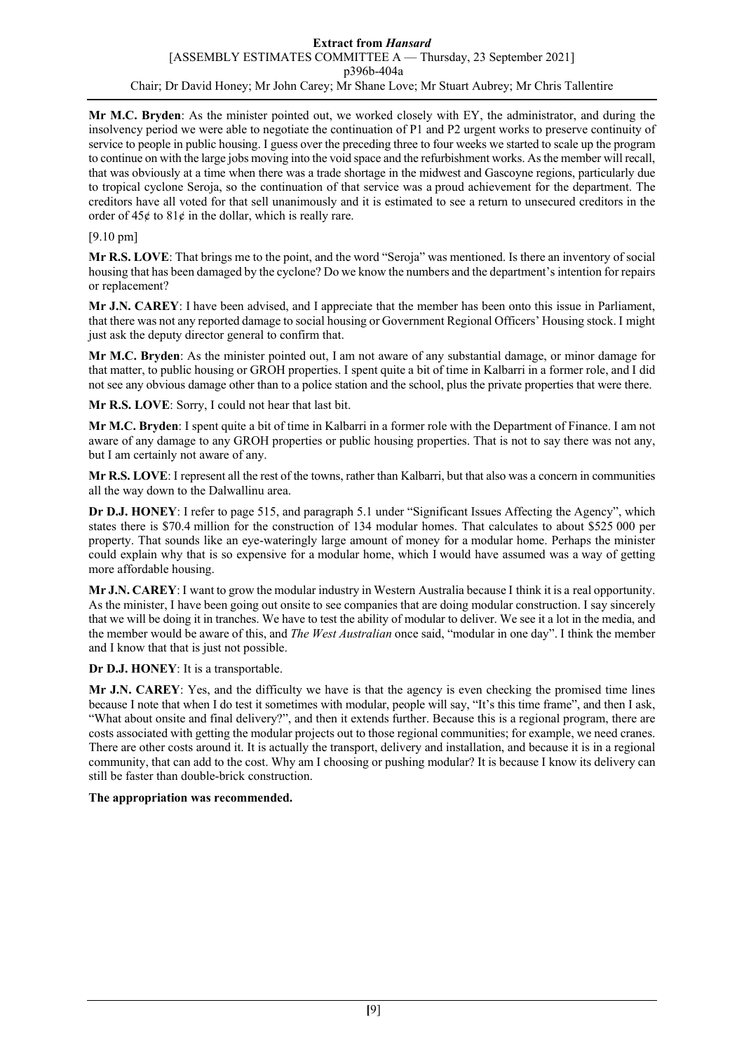**Mr M.C. Bryden**: As the minister pointed out, we worked closely with EY, the administrator, and during the insolvency period we were able to negotiate the continuation of P1 and P2 urgent works to preserve continuity of service to people in public housing. I guess over the preceding three to four weeks we started to scale up the program to continue on with the large jobs moving into the void space and the refurbishment works. As the member will recall, that was obviously at a time when there was a trade shortage in the midwest and Gascoyne regions, particularly due to tropical cyclone Seroja, so the continuation of that service was a proud achievement for the department. The creditors have all voted for that sell unanimously and it is estimated to see a return to unsecured creditors in the order of 45¢ to 81¢ in the dollar, which is really rare.

[9.10 pm]

**Mr R.S. LOVE**: That brings me to the point, and the word "Seroja" was mentioned. Is there an inventory of social housing that has been damaged by the cyclone? Do we know the numbers and the department's intention for repairs or replacement?

**Mr J.N. CAREY**: I have been advised, and I appreciate that the member has been onto this issue in Parliament, that there was not any reported damage to social housing or Government Regional Officers' Housing stock. I might just ask the deputy director general to confirm that.

**Mr M.C. Bryden**: As the minister pointed out, I am not aware of any substantial damage, or minor damage for that matter, to public housing or GROH properties. I spent quite a bit of time in Kalbarri in a former role, and I did not see any obvious damage other than to a police station and the school, plus the private properties that were there.

**Mr R.S. LOVE**: Sorry, I could not hear that last bit.

**Mr M.C. Bryden**: I spent quite a bit of time in Kalbarri in a former role with the Department of Finance. I am not aware of any damage to any GROH properties or public housing properties. That is not to say there was not any, but I am certainly not aware of any.

**Mr R.S. LOVE**: I represent all the rest of the towns, rather than Kalbarri, but that also was a concern in communities all the way down to the Dalwallinu area.

**Dr D.J. HONEY**: I refer to page 515, and paragraph 5.1 under "Significant Issues Affecting the Agency", which states there is $70.4 million for the construction of 134 modular homes. That calculates to about $525 000 per property. That sounds like an eye-wateringly large amount of money for a modular home. Perhaps the minister could explain why that is so expensive for a modular home, which I would have assumed was a way of getting more affordable housing.

**Mr J.N. CAREY**: I want to grow the modular industry in Western Australia because I think it is a real opportunity. As the minister, I have been going out onsite to see companies that are doing modular construction. I say sincerely that we will be doing it in tranches. We have to test the ability of modular to deliver. We see it a lot in the media, and the member would be aware of this, and *The West Australian* once said, "modular in one day". I think the member and I know that that is just not possible.

**Dr D.J. HONEY**: It is a transportable.

**Mr J.N. CAREY**: Yes, and the difficulty we have is that the agency is even checking the promised time lines because I note that when I do test it sometimes with modular, people will say, "It's this time frame", and then I ask, "What about onsite and final delivery?", and then it extends further. Because this is a regional program, there are costs associated with getting the modular projects out to those regional communities; for example, we need cranes. There are other costs around it. It is actually the transport, delivery and installation, and because it is in a regional community, that can add to the cost. Why am I choosing or pushing modular? It is because I know its delivery can still be faster than double-brick construction.

**The appropriation was recommended.**